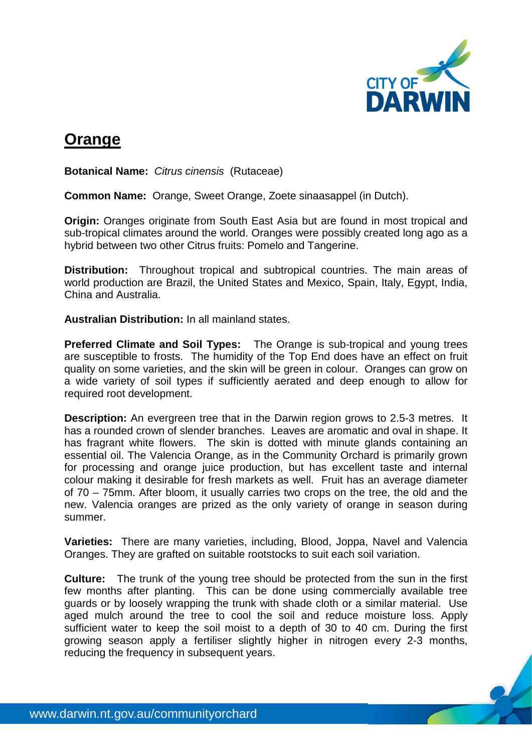# Orange

**Botanical Name:** *Citrus cinensis* (Rutaceae)

**Common Name:** Orange, Sweet Orange, Zoete sinaasappel (in Dutch).

**Origin:** Oranges originate from South East Asia but are found in most tropical and sub-tropical climates around the world. Oranges were possibly created long ago as a hybrid between two other Citrus fruits: Pomelo and Tangerine.

**Distribution:** Throughout tropical and subtropical countries. The main areas of world production are Brazil, the United States and Mexico, Spain, Italy, Egypt, India, China and Australia.

**Australian Distribution:** In all mainland states.

**Preferred Climate and Soil Types:** The Orange is sub-tropical and young trees are susceptible to frosts. The humidity of the Top End does have an effect on fruit quality on some varieties, and the skin will be green in colour. Oranges can grow on a wide variety of soil types if sufficiently aerated and deep enough to allow for required root development.

**Description:** An evergreen tree that in the Darwin region grows to 2.5-3 metres. It has a rounded crown of slender branches. Leaves are aromatic and oval in shape. It has fragrant white flowers. The skin is dotted with minute glands containing an essential oil. The Valencia Orange, as in the Community Orchard is primarily grown for processing and orange juice production, but has excellent taste and internal colour making it desirable for fresh markets as well. Fruit has an average diameter of 70 – 75mm. After bloom, it usually carries two crops on the tree, the old and the new. Valencia oranges are prized as the only variety of orange in season during summer.

**Varieties:** There are many varieties, including, Blood, Joppa, Navel and Valencia Oranges. They are grafted on suitable rootstocks to suit each soil variation.

**Culture:** The trunk of the young tree should be protected from the sun in the first few months after planting. This can be done using commercially available tree guards or by loosely wrapping the trunk with shade cloth or a similar material. Use aged mulch around the tree to cool the soil and reduce moisture loss. Apply sufficient water to keep the soil moist to a depth of 30 to 40 cm. During the first growing season apply a fertiliser slightly higher in nitrogen every 2-3 months, reducing the frequency in subsequent years.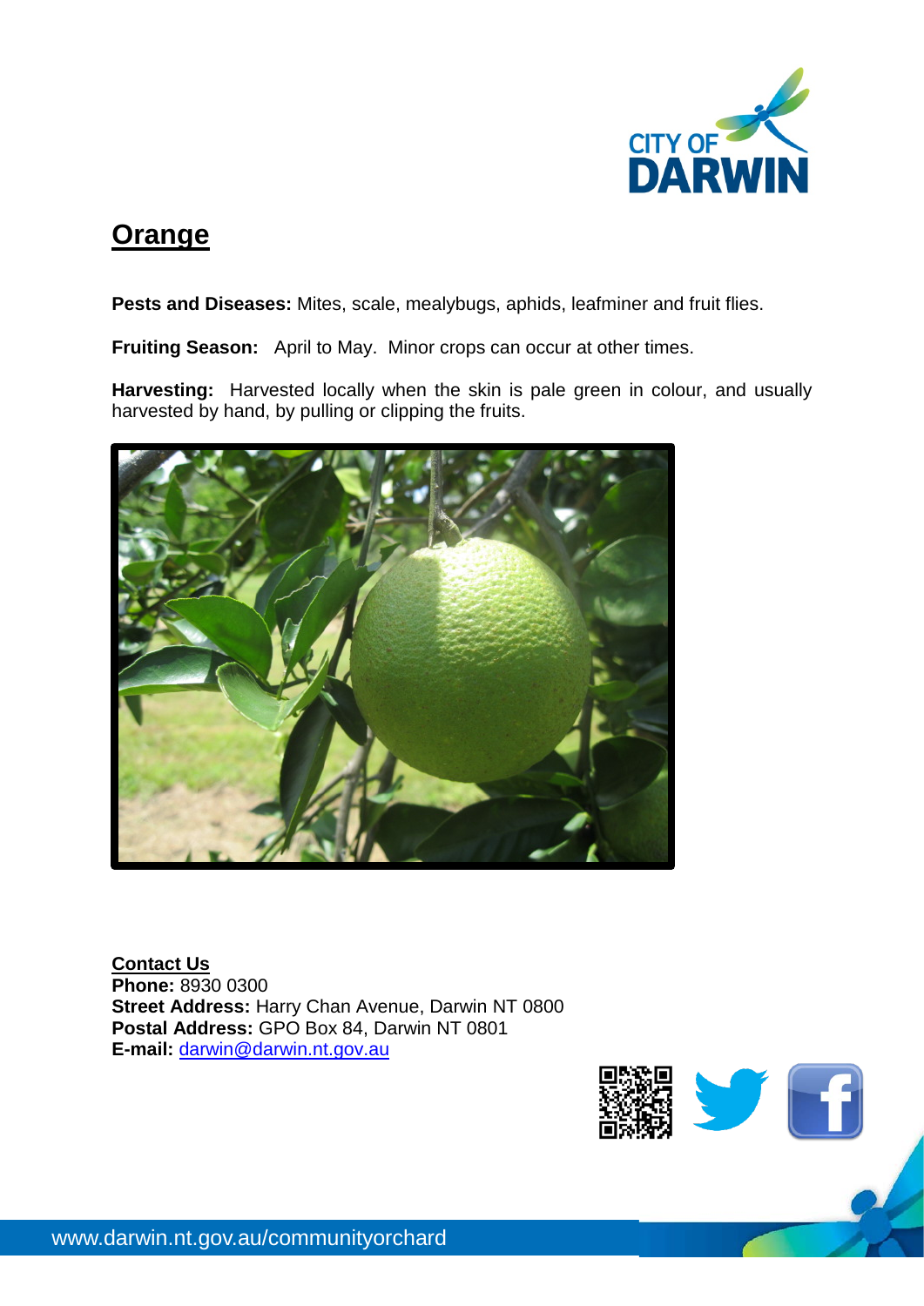## Orange

**Pests and Diseases:** Mites, scale, mealybugs, aphids, leafminer and fruit flies.

**Fruiting Season:** April to May. Minor crops can occur at other times.

**Harvesting:** Harvested locally when the skin is pale green in colour, and usually harvested by hand, by pulling or clipping the fruits.

**Contact Us**
**Phone:** 8930 0300
**Street Address:** Harry Chan Avenue, Darwin NT 0800
**Postal Address:** GPO Box 84, Darwin NT 0801
**E-mail:** darwin@darwin.nt.gov.au

www.darwin.nt.gov.au/communityorchard